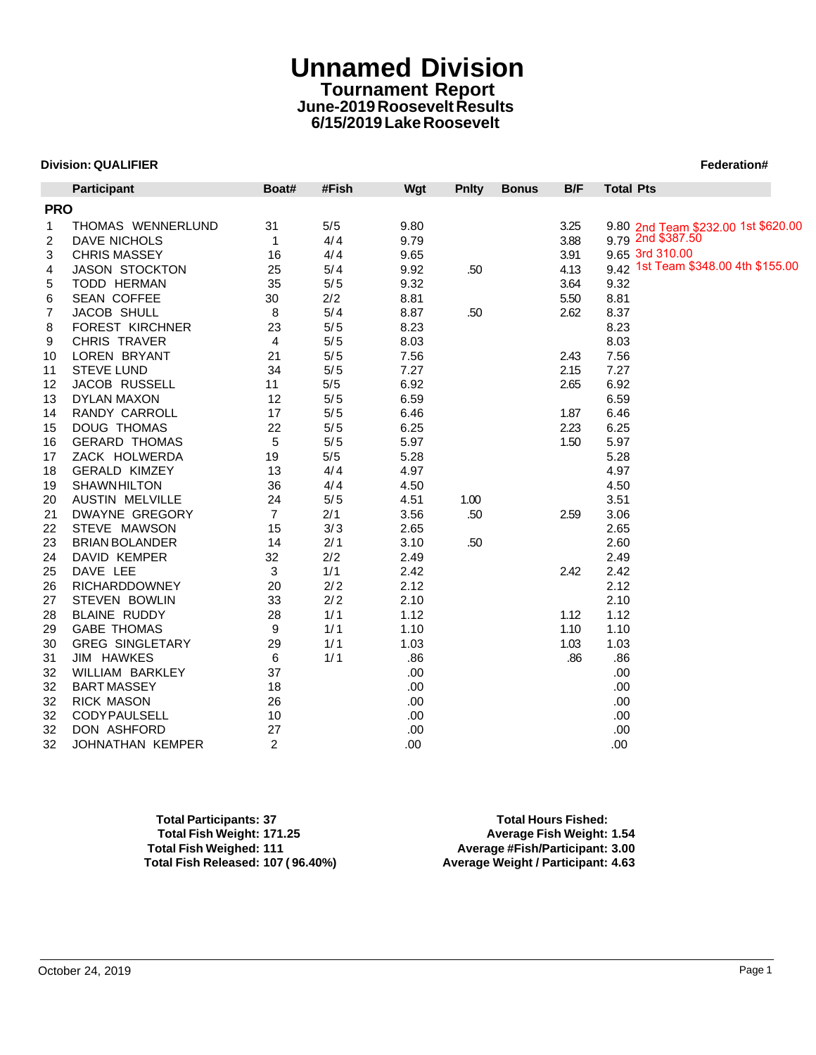# Unnamed Division

## Tournament Report

### June-2019 Roosevelt Results

### 6/15/2019 Lake Roosevelt

**Division: QUALIFIER** **Federation#**

| | Participant | Boat# | #Fish | Wgt | Pnlty | Bonus | B/F | Total Pts | |
|---|---|---|---|---|---|---|---|---|---|
| **PRO** | | | | | | | | | |
| 1 | THOMAS WENNERLUND | 31 | 5/5 | 9.80 | | | 3.25 | 9.80 | 2nd Team $232.00 1st $620.00 |
| 2 | DAVE NICHOLS | 1 | 4/4 | 9.79 | | | 3.88 | 9.79 | 2nd $387.50 |
| 3 | CHRIS MASSEY | 16 | 4/4 | 9.65 | | | 3.91 | 9.65 | 3rd 310.00 |
| 4 | JASON STOCKTON | 25 | 5/4 | 9.92 | .50 | | 4.13 | 9.42 | 1st Team $348.00 4th $155.00 |
| 5 | TODD HERMAN | 35 | 5/5 | 9.32 | | | 3.64 | 9.32 | |
| 6 | SEAN COFFEE | 30 | 2/2 | 8.81 | | | 5.50 | 8.81 | |
| 7 | JACOB SHULL | 8 | 5/4 | 8.87 | .50 | | 2.62 | 8.37 | |
| 8 | FOREST KIRCHNER | 23 | 5/5 | 8.23 | | | | 8.23 | |
| 9 | CHRIS TRAVER | 4 | 5/5 | 8.03 | | | | 8.03 | |
| 10 | LOREN BRYANT | 21 | 5/5 | 7.56 | | | 2.43 | 7.56 | |
| 11 | STEVE LUND | 34 | 5/5 | 7.27 | | | 2.15 | 7.27 | |
| 12 | JACOB RUSSELL | 11 | 5/5 | 6.92 | | | 2.65 | 6.92 | |
| 13 | DYLAN MAXON | 12 | 5/5 | 6.59 | | | | 6.59 | |
| 14 | RANDY CARROLL | 17 | 5/5 | 6.46 | | | 1.87 | 6.46 | |
| 15 | DOUG THOMAS | 22 | 5/5 | 6.25 | | | 2.23 | 6.25 | |
| 16 | GERARD THOMAS | 5 | 5/5 | 5.97 | | | 1.50 | 5.97 | |
| 17 | ZACK HOLWERDA | 19 | 5/5 | 5.28 | | | | 5.28 | |
| 18 | GERALD KIMZEY | 13 | 4/4 | 4.97 | | | | 4.97 | |
| 19 | SHAWN HILTON | 36 | 4/4 | 4.50 | | | | 4.50 | |
| 20 | AUSTIN MELVILLE | 24 | 5/5 | 4.51 | 1.00 | | | 3.51 | |
| 21 | DWAYNE GREGORY | 7 | 2/1 | 3.56 | .50 | | 2.59 | 3.06 | |
| 22 | STEVE MAWSON | 15 | 3/3 | 2.65 | | | | 2.65 | |
| 23 | BRIAN BOLANDER | 14 | 2/1 | 3.10 | .50 | | | 2.60 | |
| 24 | DAVID KEMPER | 32 | 2/2 | 2.49 | | | | 2.49 | |
| 25 | DAVE LEE | 3 | 1/1 | 2.42 | | | 2.42 | 2.42 | |
| 26 | RICHARD DOWNEY | 20 | 2/2 | 2.12 | | | | 2.12 | |
| 27 | STEVEN BOWLIN | 33 | 2/2 | 2.10 | | | | 2.10 | |
| 28 | BLAINE RUDDY | 28 | 1/1 | 1.12 | | | 1.12 | 1.12 | |
| 29 | GABE THOMAS | 9 | 1/1 | 1.10 | | | 1.10 | 1.10 | |
| 30 | GREG SINGLETARY | 29 | 1/1 | 1.03 | | | 1.03 | 1.03 | |
| 31 | JIM HAWKES | 6 | 1/1 | .86 | | | .86 | .86 | |
| 32 | WILLIAM BARKLEY | 37 | | .00 | | | | .00 | |
| 32 | BART MASSEY | 18 | | .00 | | | | .00 | |
| 32 | RICK MASON | 26 | | .00 | | | | .00 | |
| 32 | CODY PAULSELL | 10 | | .00 | | | | .00 | |
| 32 | DON ASHFORD | 27 | | .00 | | | | .00 | |
| 32 | JOHNATHAN KEMPER | 2 | | .00 | | | | .00 | |

**Total Participants: 37**
**Total Fish Weight: 171.25**
**Total Fish Weighed: 111**
**Total Fish Released: 107 ( 96.40%)**

**Total Hours Fished:**
**Average Fish Weight: 1.54**
**Average #Fish/Participant: 3.00**
**Average Weight / Participant: 4.63**

October 24, 2019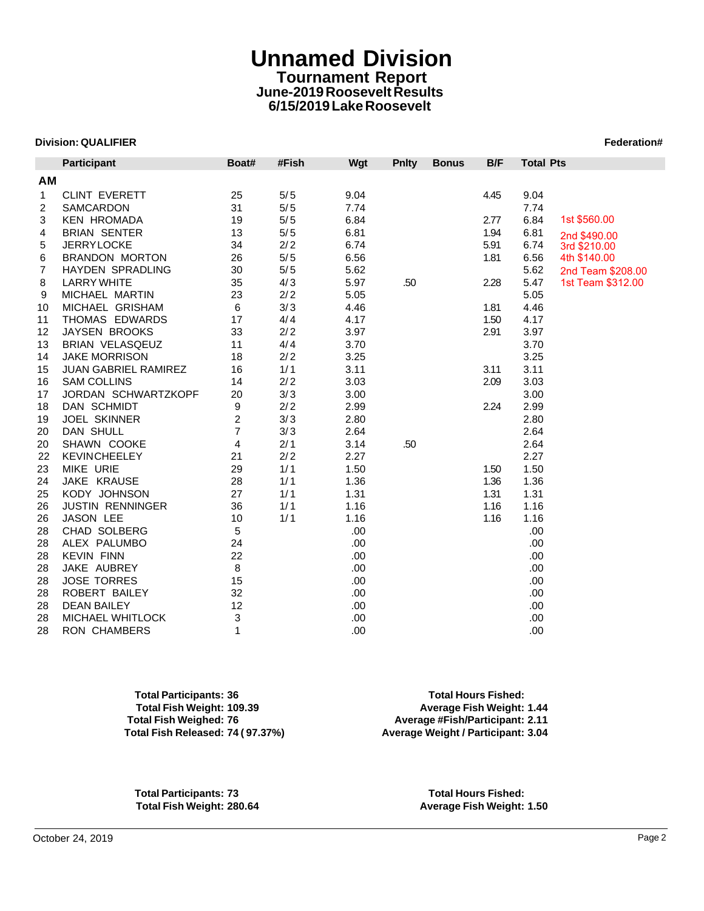# Unnamed Division

## Tournament Report

### June-2019 Roosevelt Results

### 6/15/2019 Lake Roosevelt

**Division: QUALIFIER** **Federation#**

| | Participant | Boat# | #Fish | Wgt | Pnlty | Bonus | B/F | Total Pts | |
|---|---|---|---|---|---|---|---|---|---|
| **AM** | | | | | | | | | |
| 1 | CLINT EVERETT | 25 | 5/5 | 9.04 | | | 4.45 | 9.04 | |
| 2 | SAMCARDON | 31 | 5/5 | 7.74 | | | | 7.74 | |
| 3 | KEN HROMADA | 19 | 5/5 | 6.84 | | | 2.77 | 6.84 | 1st $560.00 |
| 4 | BRIAN SENTER | 13 | 5/5 | 6.81 | | | 1.94 | 6.81 | 2nd $490.00 |
| 5 | JERRYLOCKE | 34 | 2/2 | 6.74 | | | 5.91 | 6.74 | 3rd $210.00 |
| 6 | BRANDON MORTON | 26 | 5/5 | 6.56 | | | 1.81 | 6.56 | 4th $140.00 |
| 7 | HAYDEN SPRADLING | 30 | 5/5 | 5.62 | | | | 5.62 | 2nd Team $208.00 |
| 8 | LARRY WHITE | 35 | 4/3 | 5.97 | .50 | | 2.28 | 5.47 | 1st Team $312.00 |
| 9 | MICHAEL MARTIN | 23 | 2/2 | 5.05 | | | | 5.05 | |
| 10 | MICHAEL GRISHAM | 6 | 3/3 | 4.46 | | | 1.81 | 4.46 | |
| 11 | THOMAS EDWARDS | 17 | 4/4 | 4.17 | | | 1.50 | 4.17 | |
| 12 | JAYSEN BROOKS | 33 | 2/2 | 3.97 | | | 2.91 | 3.97 | |
| 13 | BRIAN VELASQEUZ | 11 | 4/4 | 3.70 | | | | 3.70 | |
| 14 | JAKE MORRISON | 18 | 2/2 | 3.25 | | | | 3.25 | |
| 15 | JUAN GABRIEL RAMIREZ | 16 | 1/1 | 3.11 | | | 3.11 | 3.11 | |
| 16 | SAM COLLINS | 14 | 2/2 | 3.03 | | | 2.09 | 3.03 | |
| 17 | JORDAN SCHWARTZKOPF | 20 | 3/3 | 3.00 | | | | 3.00 | |
| 18 | DAN SCHMIDT | 9 | 2/2 | 2.99 | | | 2.24 | 2.99 | |
| 19 | JOEL SKINNER | 2 | 3/3 | 2.80 | | | | 2.80 | |
| 20 | DAN SHULL | 7 | 3/3 | 2.64 | | | | 2.64 | |
| 20 | SHAWN COOKE | 4 | 2/1 | 3.14 | .50 | | | 2.64 | |
| 22 | KEVINCHEELEY | 21 | 2/2 | 2.27 | | | | 2.27 | |
| 23 | MIKE URIE | 29 | 1/1 | 1.50 | | | 1.50 | 1.50 | |
| 24 | JAKE KRAUSE | 28 | 1/1 | 1.36 | | | 1.36 | 1.36 | |
| 25 | KODY JOHNSON | 27 | 1/1 | 1.31 | | | 1.31 | 1.31 | |
| 26 | JUSTIN RENNINGER | 36 | 1/1 | 1.16 | | | 1.16 | 1.16 | |
| 26 | JASON LEE | 10 | 1/1 | 1.16 | | | 1.16 | 1.16 | |
| 28 | CHAD SOLBERG | 5 | | .00 | | | | .00 | |
| 28 | ALEX PALUMBO | 24 | | .00 | | | | .00 | |
| 28 | KEVIN FINN | 22 | | .00 | | | | .00 | |
| 28 | JAKE AUBREY | 8 | | .00 | | | | .00 | |
| 28 | JOSE TORRES | 15 | | .00 | | | | .00 | |
| 28 | ROBERT BAILEY | 32 | | .00 | | | | .00 | |
| 28 | DEAN BAILEY | 12 | | .00 | | | | .00 | |
| 28 | MICHAEL WHITLOCK | 3 | | .00 | | | | .00 | |
| 28 | RON CHAMBERS | 1 | | .00 | | | | .00 | |

**Total Participants: 36**
**Total Fish Weight: 109.39**
**Total Fish Weighed: 76**
**Total Fish Released: 74 ( 97.37%)**

**Total Hours Fished:**
**Average Fish Weight: 1.44**
**Average #Fish/Participant: 2.11**
**Average Weight / Participant: 3.04**

**Total Participants: 73**
**Total Fish Weight: 280.64**

**Total Hours Fished:**
**Average Fish Weight: 1.50**

October 24, 2019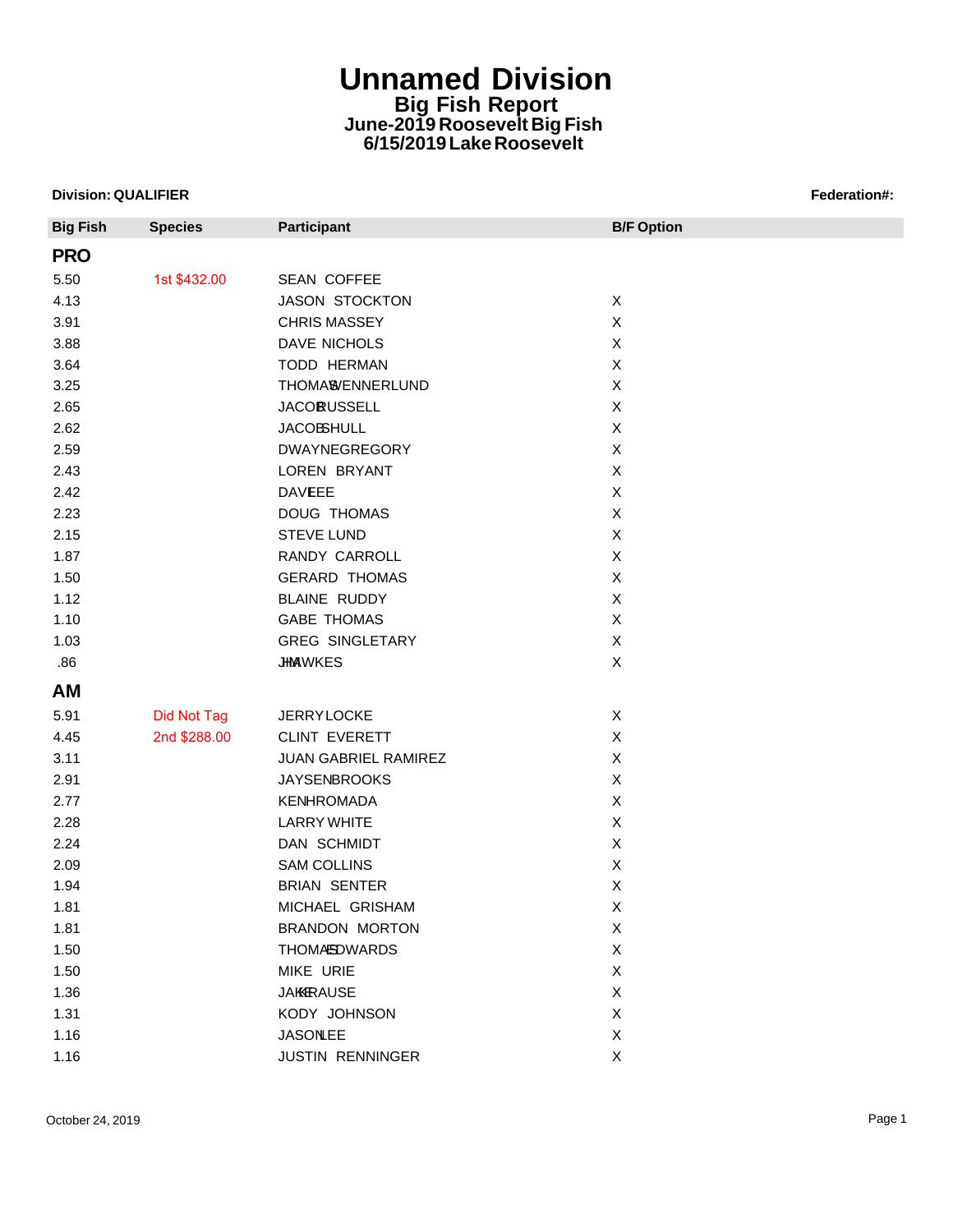# Unnamed Division

## Big Fish Report

### June-2019 Roosevelt Big Fish
### 6/15/2019 Lake Roosevelt

**Division: QUALIFIER** **Federation#:**

| Big Fish | Species | Participant | B/F Option |
|---|---|---|---|
| **PRO** | | | |
| 5.50 | 1st $432.00 | SEAN COFFEE | |
| 4.13 | | JASON STOCKTON | X |
| 3.91 | | CHRIS MASSEY | X |
| 3.88 | | DAVE NICHOLS | X |
| 3.64 | | TODD HERMAN | X |
| 3.25 | | THOMAS WENNERLUND | X |
| 2.65 | | JACOB RUSSELL | X |
| 2.62 | | JACOB SHULL | X |
| 2.59 | | DWAYNE GREGORY | X |
| 2.43 | | LOREN BRYANT | X |
| 2.42 | | DAVE LEE | X |
| 2.23 | | DOUG THOMAS | X |
| 2.15 | | STEVE LUND | X |
| 1.87 | | RANDY CARROLL | X |
| 1.50 | | GERARD THOMAS | X |
| 1.12 | | BLAINE RUDDY | X |
| 1.10 | | GABE THOMAS | X |
| 1.03 | | GREG SINGLETARY | X |
| .86 | | JIM HAWKES | X |
| **AM** | | | |
| 5.91 | Did Not Tag | JERRY LOCKE | X |
| 4.45 | 2nd $288.00 | CLINT EVERETT | X |
| 3.11 | | JUAN GABRIEL RAMIREZ | X |
| 2.91 | | JAYSEN BROOKS | X |
| 2.77 | | KEN HROMADA | X |
| 2.28 | | LARRY WHITE | X |
| 2.24 | | DAN SCHMIDT | X |
| 2.09 | | SAM COLLINS | X |
| 1.94 | | BRIAN SENTER | X |
| 1.81 | | MICHAEL GRISHAM | X |
| 1.81 | | BRANDON MORTON | X |
| 1.50 | | THOMAS EDWARDS | X |
| 1.50 | | MIKE URIE | X |
| 1.36 | | JAKE KRAUSE | X |
| 1.31 | | KODY JOHNSON | X |
| 1.16 | | JASON LEE | X |
| 1.16 | | JUSTIN RENNINGER | X |

October 24, 2019